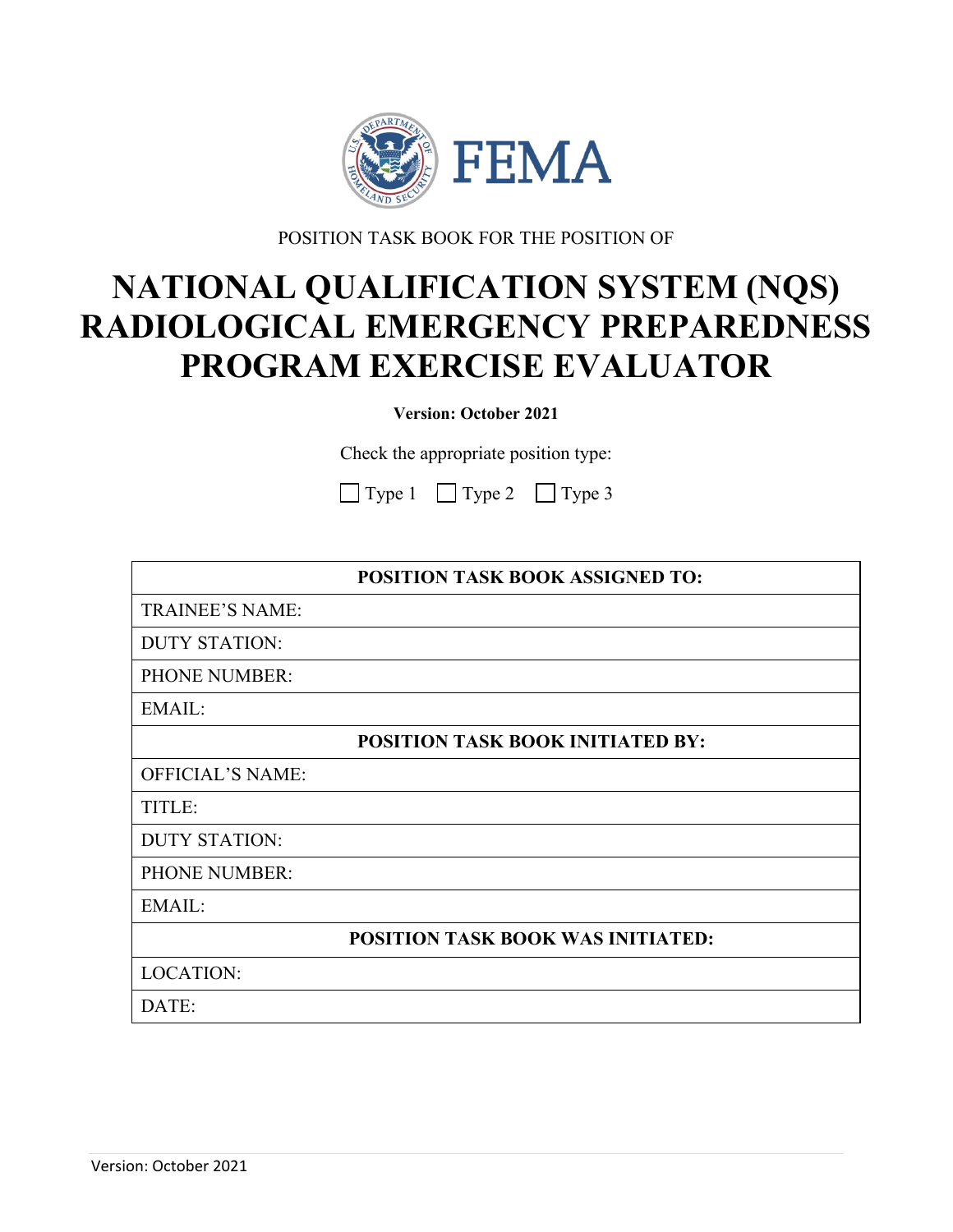FEMA

POSITION TASK BOOK FOR THE POSITION OF

# NATIONAL QUALIFICATION SYSTEM (NQS) RADIOLOGICAL EMERGENCY PREPAREDNESS PROGRAM EXERCISE EVALUATOR

**Version: October 2021**

Check the appropriate position type:

☐ Type 1 ☐ Type 2 ☐ Type 3

| **POSITION TASK BOOK ASSIGNED TO:** |
| --- |
| TRAINEE'S NAME: |
| DUTY STATION: |
| PHONE NUMBER: |
| EMAIL: |
| **POSITION TASK BOOK INITIATED BY:** |
| OFFICIAL'S NAME: |
| TITLE: |
| DUTY STATION: |
| PHONE NUMBER: |
| EMAIL: |
| **POSITION TASK BOOK WAS INITIATED:** |
| LOCATION: |
| DATE: |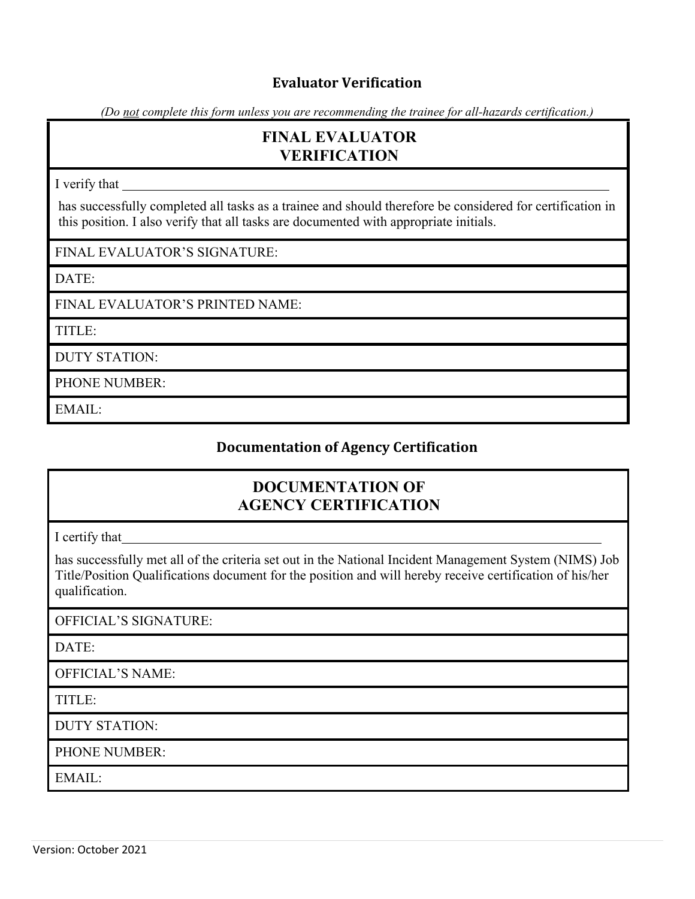## Evaluator Verification

*(Do <u>not</u> complete this form unless you are recommending the trainee for all-hazards certification.)*

| FINAL EVALUATOR VERIFICATION |
|---|
| I verify that \_\_\_\_\_\_\_\_\_\_\_\_\_\_\_\_\_\_\_\_\_\_\_\_\_\_\_\_\_\_\_\_\_\_\_\_\_\_\_\_\_\_\_\_\_\_\_\_\_\_\_\_\_\_\_\_\_\_\_\_ has successfully completed all tasks as a trainee and should therefore be considered for certification in this position. I also verify that all tasks are documented with appropriate initials. |
| FINAL EVALUATOR'S SIGNATURE: |
| DATE: |
| FINAL EVALUATOR'S PRINTED NAME: |
| TITLE: |
| DUTY STATION: |
| PHONE NUMBER: |
| EMAIL: |

## Documentation of Agency Certification

| DOCUMENTATION OF AGENCY CERTIFICATION |
|---|
| I certify that\_\_\_\_\_\_\_\_\_\_\_\_\_\_\_\_\_\_\_\_\_\_\_\_\_\_\_\_\_\_\_\_\_\_\_\_\_\_\_\_\_\_\_\_\_\_\_\_\_\_\_\_\_\_\_\_\_\_\_\_ has successfully met all of the criteria set out in the National Incident Management System (NIMS) Job Title/Position Qualifications document for the position and will hereby receive certification of his/her qualification. |
| OFFICIAL'S SIGNATURE: |
| DATE: |
| OFFICIAL'S NAME: |
| TITLE: |
| DUTY STATION: |
| PHONE NUMBER: |
| EMAIL: |

Version: October 2021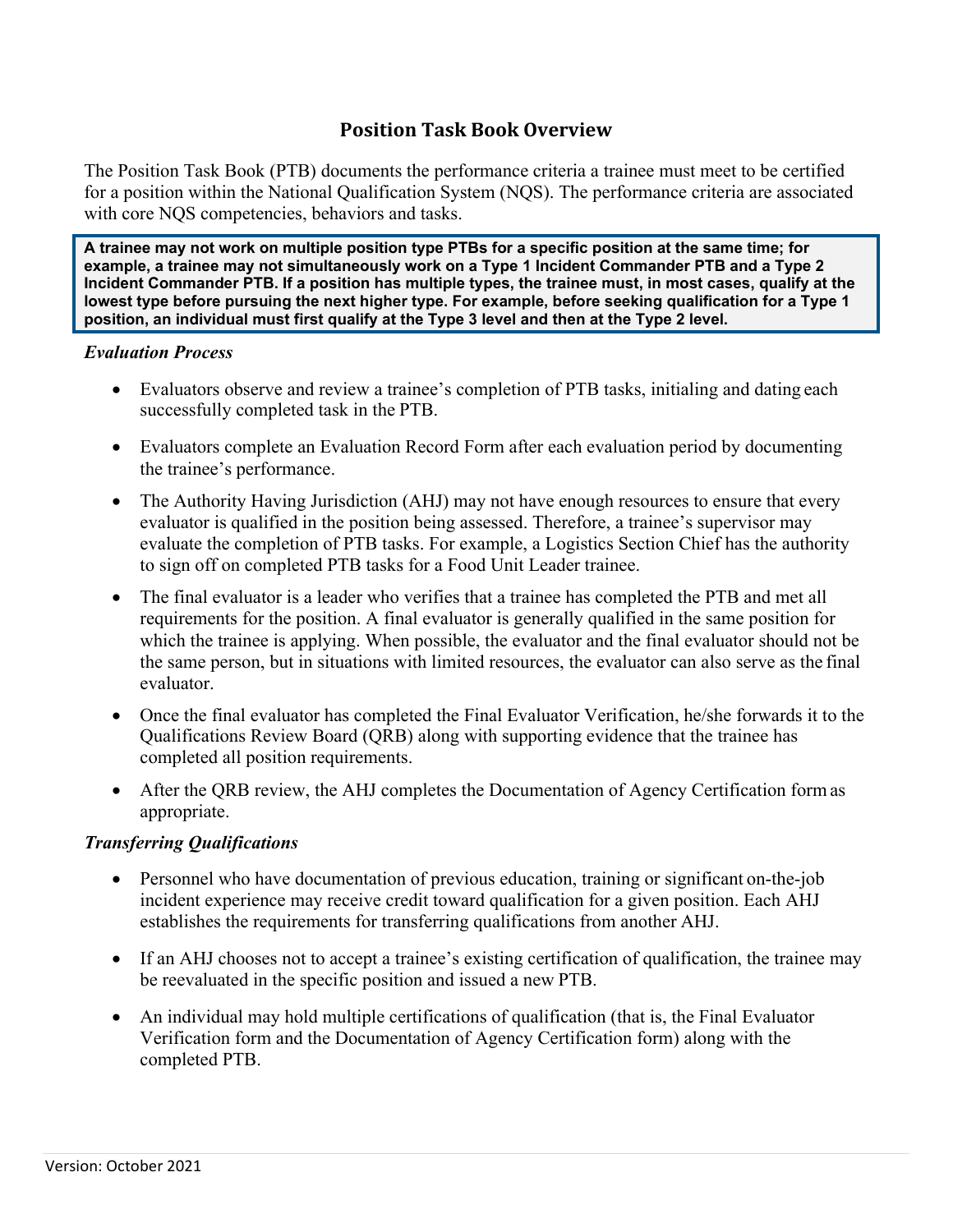# Position Task Book Overview

The Position Task Book (PTB) documents the performance criteria a trainee must meet to be certified for a position within the National Qualification System (NQS). The performance criteria are associated with core NQS competencies, behaviors and tasks.

**A trainee may not work on multiple position type PTBs for a specific position at the same time; for example, a trainee may not simultaneously work on a Type 1 Incident Commander PTB and a Type 2 Incident Commander PTB. If a position has multiple types, the trainee must, in most cases, qualify at the lowest type before pursuing the next higher type. For example, before seeking qualification for a Type 1 position, an individual must first qualify at the Type 3 level and then at the Type 2 level.**

***Evaluation Process***

- Evaluators observe and review a trainee's completion of PTB tasks, initialing and dating each successfully completed task in the PTB.
- Evaluators complete an Evaluation Record Form after each evaluation period by documenting the trainee's performance.
- The Authority Having Jurisdiction (AHJ) may not have enough resources to ensure that every evaluator is qualified in the position being assessed. Therefore, a trainee's supervisor may evaluate the completion of PTB tasks. For example, a Logistics Section Chief has the authority to sign off on completed PTB tasks for a Food Unit Leader trainee.
- The final evaluator is a leader who verifies that a trainee has completed the PTB and met all requirements for the position. A final evaluator is generally qualified in the same position for which the trainee is applying. When possible, the evaluator and the final evaluator should not be the same person, but in situations with limited resources, the evaluator can also serve as the final evaluator.
- Once the final evaluator has completed the Final Evaluator Verification, he/she forwards it to the Qualifications Review Board (QRB) along with supporting evidence that the trainee has completed all position requirements.
- After the QRB review, the AHJ completes the Documentation of Agency Certification form as appropriate.

***Transferring Qualifications***

- Personnel who have documentation of previous education, training or significant on-the-job incident experience may receive credit toward qualification for a given position. Each AHJ establishes the requirements for transferring qualifications from another AHJ.
- If an AHJ chooses not to accept a trainee's existing certification of qualification, the trainee may be reevaluated in the specific position and issued a new PTB.
- An individual may hold multiple certifications of qualification (that is, the Final Evaluator Verification form and the Documentation of Agency Certification form) along with the completed PTB.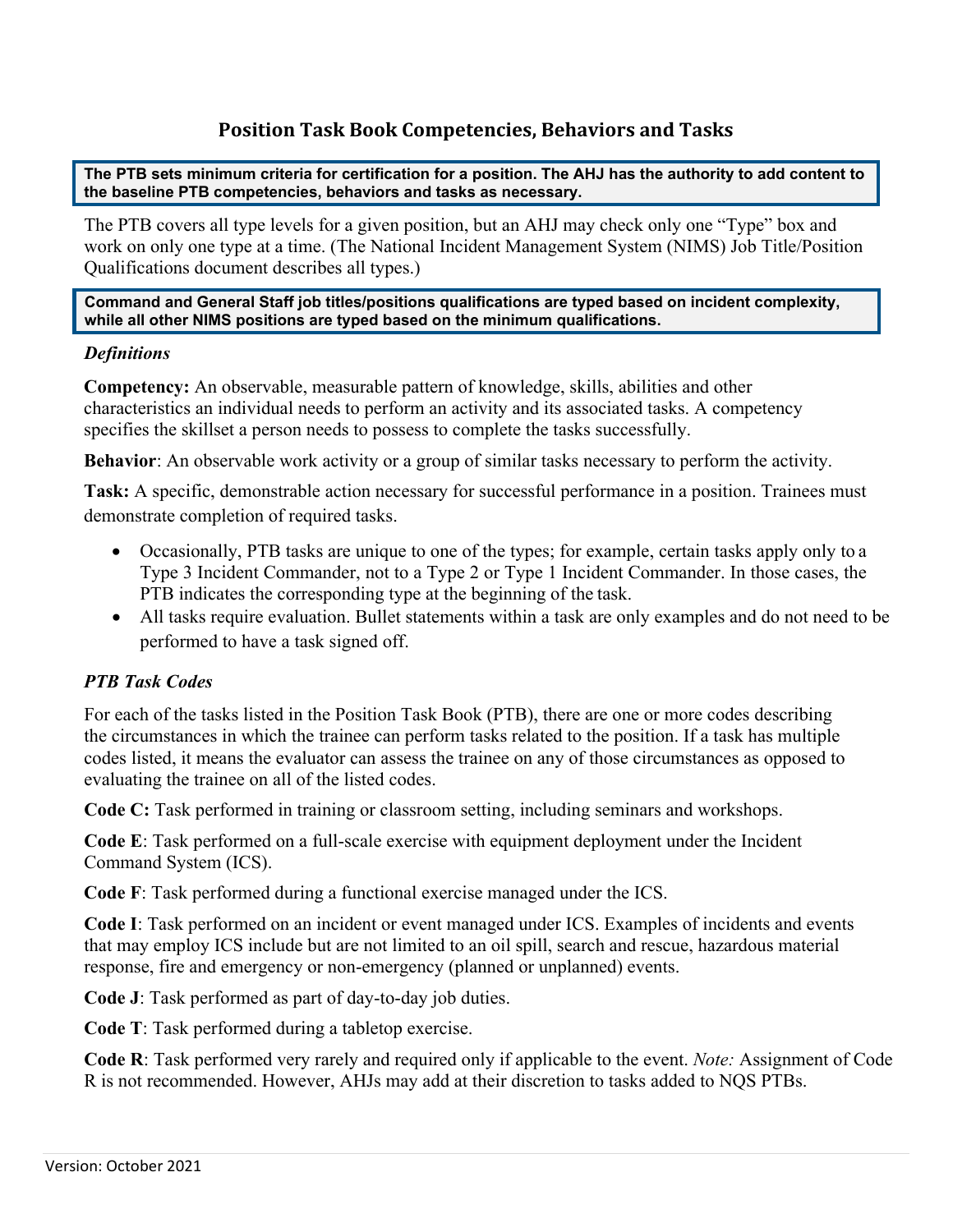# Position Task Book Competencies, Behaviors and Tasks

**The PTB sets minimum criteria for certification for a position. The AHJ has the authority to add content to the baseline PTB competencies, behaviors and tasks as necessary.**

The PTB covers all type levels for a given position, but an AHJ may check only one "Type" box and work on only one type at a time. (The National Incident Management System (NIMS) Job Title/Position Qualifications document describes all types.)

**Command and General Staff job titles/positions qualifications are typed based on incident complexity, while all other NIMS positions are typed based on the minimum qualifications.**

### *Definitions*

**Competency:** An observable, measurable pattern of knowledge, skills, abilities and other characteristics an individual needs to perform an activity and its associated tasks. A competency specifies the skillset a person needs to possess to complete the tasks successfully.

**Behavior**: An observable work activity or a group of similar tasks necessary to perform the activity.

**Task:** A specific, demonstrable action necessary for successful performance in a position. Trainees must demonstrate completion of required tasks.

- Occasionally, PTB tasks are unique to one of the types; for example, certain tasks apply only to a Type 3 Incident Commander, not to a Type 2 or Type 1 Incident Commander. In those cases, the PTB indicates the corresponding type at the beginning of the task.
- All tasks require evaluation. Bullet statements within a task are only examples and do not need to be performed to have a task signed off.

### *PTB Task Codes*

For each of the tasks listed in the Position Task Book (PTB), there are one or more codes describing the circumstances in which the trainee can perform tasks related to the position. If a task has multiple codes listed, it means the evaluator can assess the trainee on any of those circumstances as opposed to evaluating the trainee on all of the listed codes.

**Code C:** Task performed in training or classroom setting, including seminars and workshops.

**Code E**: Task performed on a full-scale exercise with equipment deployment under the Incident Command System (ICS).

**Code F**: Task performed during a functional exercise managed under the ICS.

**Code I**: Task performed on an incident or event managed under ICS. Examples of incidents and events that may employ ICS include but are not limited to an oil spill, search and rescue, hazardous material response, fire and emergency or non-emergency (planned or unplanned) events.

**Code J**: Task performed as part of day-to-day job duties.

**Code T**: Task performed during a tabletop exercise.

**Code R**: Task performed very rarely and required only if applicable to the event. *Note:* Assignment of Code R is not recommended. However, AHJs may add at their discretion to tasks added to NQS PTBs.

Version: October 2021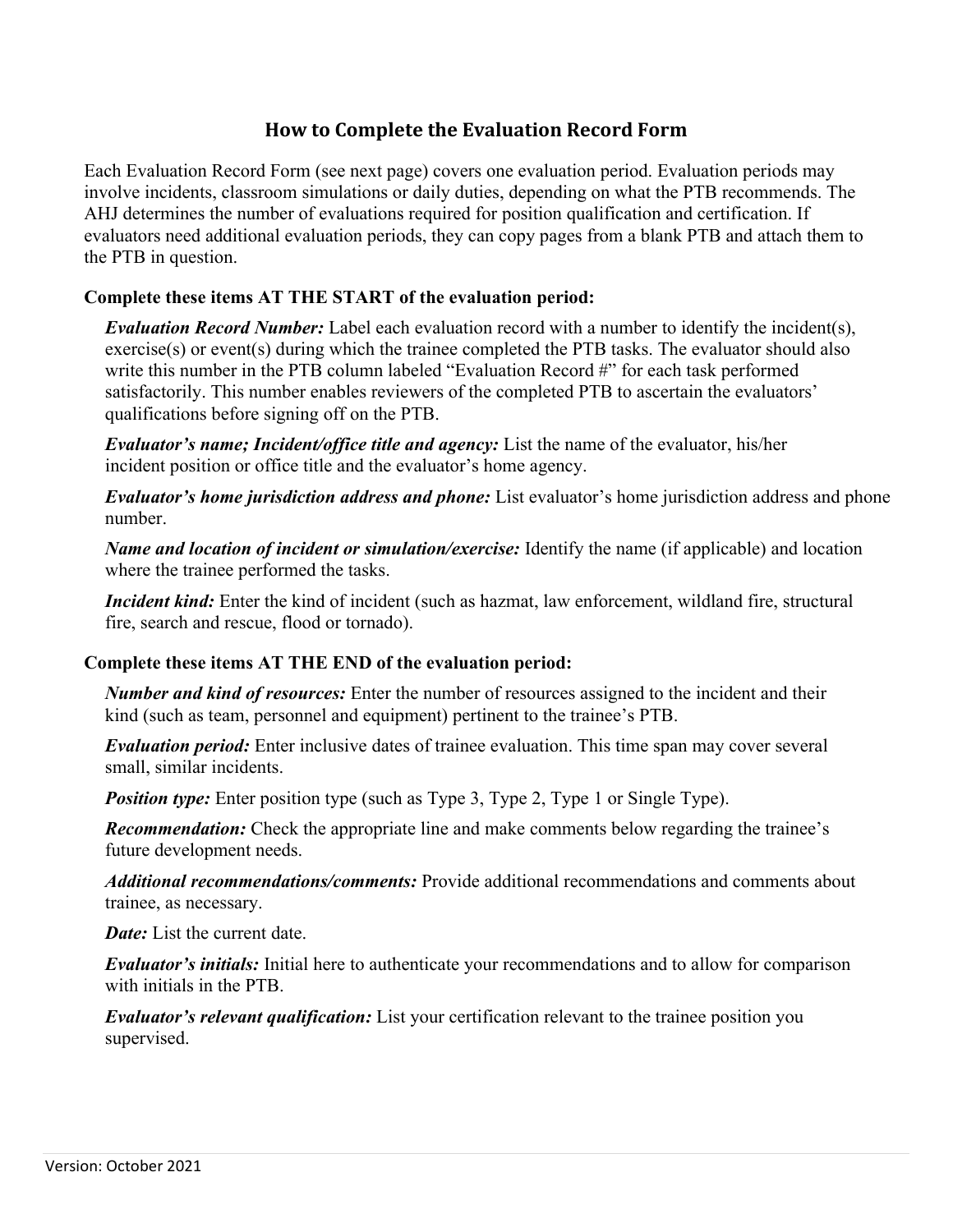## How to Complete the Evaluation Record Form

Each Evaluation Record Form (see next page) covers one evaluation period. Evaluation periods may involve incidents, classroom simulations or daily duties, depending on what the PTB recommends. The AHJ determines the number of evaluations required for position qualification and certification. If evaluators need additional evaluation periods, they can copy pages from a blank PTB and attach them to the PTB in question.

**Complete these items AT THE START of the evaluation period:**

***Evaluation Record Number:*** Label each evaluation record with a number to identify the incident(s), exercise(s) or event(s) during which the trainee completed the PTB tasks. The evaluator should also write this number in the PTB column labeled "Evaluation Record #" for each task performed satisfactorily. This number enables reviewers of the completed PTB to ascertain the evaluators' qualifications before signing off on the PTB.

***Evaluator's name; Incident/office title and agency:*** List the name of the evaluator, his/her incident position or office title and the evaluator's home agency.

***Evaluator's home jurisdiction address and phone:*** List evaluator's home jurisdiction address and phone number.

***Name and location of incident or simulation/exercise:*** Identify the name (if applicable) and location where the trainee performed the tasks.

***Incident kind:*** Enter the kind of incident (such as hazmat, law enforcement, wildland fire, structural fire, search and rescue, flood or tornado).

**Complete these items AT THE END of the evaluation period:**

***Number and kind of resources:*** Enter the number of resources assigned to the incident and their kind (such as team, personnel and equipment) pertinent to the trainee's PTB.

***Evaluation period:*** Enter inclusive dates of trainee evaluation. This time span may cover several small, similar incidents.

***Position type:*** Enter position type (such as Type 3, Type 2, Type 1 or Single Type).

***Recommendation:*** Check the appropriate line and make comments below regarding the trainee's future development needs.

***Additional recommendations/comments:*** Provide additional recommendations and comments about trainee, as necessary.

***Date:*** List the current date.

***Evaluator's initials:*** Initial here to authenticate your recommendations and to allow for comparison with initials in the PTB.

***Evaluator's relevant qualification:*** List your certification relevant to the trainee position you supervised.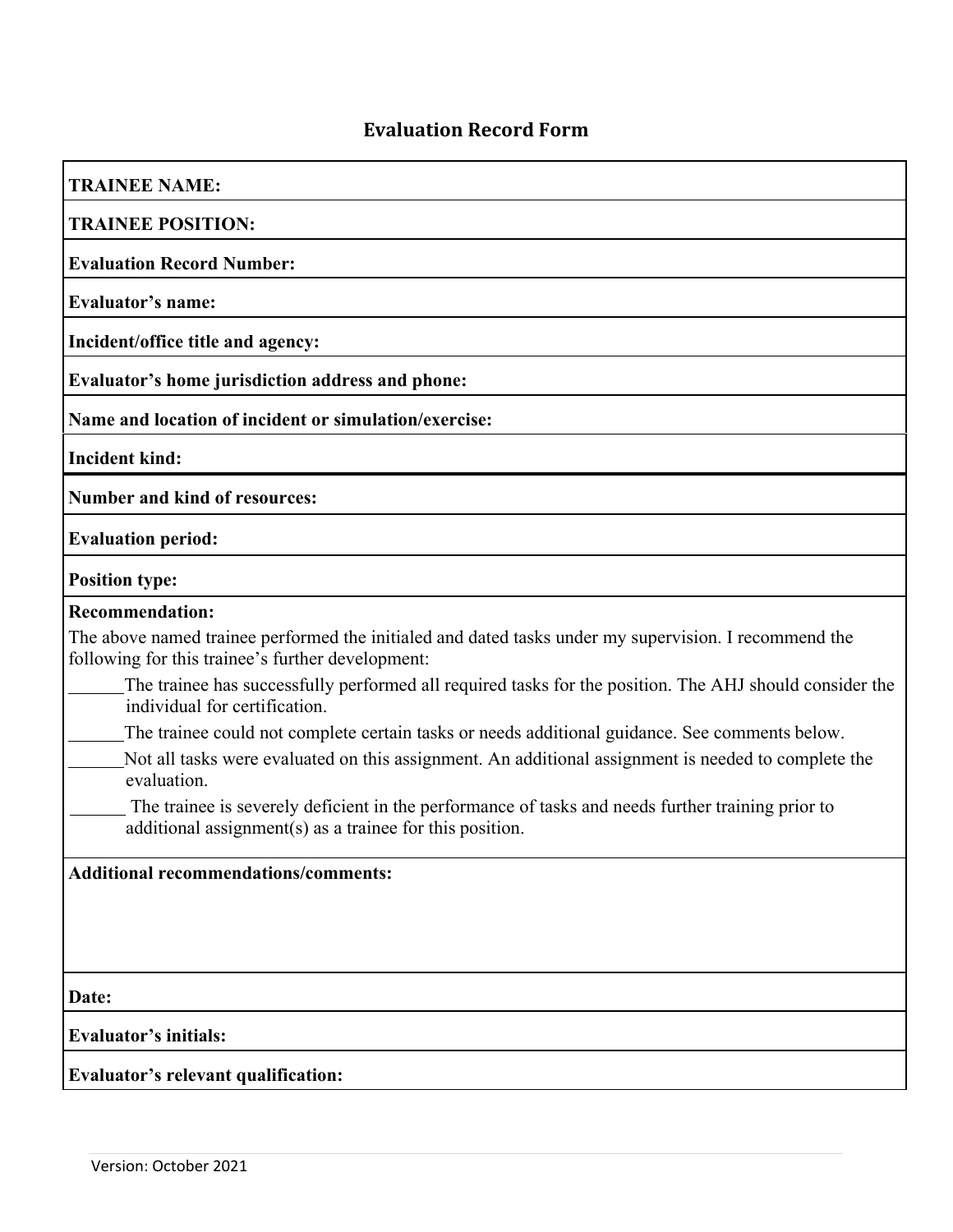# Evaluation Record Form

**TRAINEE NAME:**

**TRAINEE POSITION:**

**Evaluation Record Number:**

**Evaluator's name:**

**Incident/office title and agency:**

**Evaluator's home jurisdiction address and phone:**

**Name and location of incident or simulation/exercise:**

**Incident kind:**

**Number and kind of resources:**

**Evaluation period:**

**Position type:**

**Recommendation:**

The above named trainee performed the initialed and dated tasks under my supervision. I recommend the following for this trainee's further development:

______The trainee has successfully performed all required tasks for the position. The AHJ should consider the individual for certification.

______The trainee could not complete certain tasks or needs additional guidance. See comments below.

______Not all tasks were evaluated on this assignment. An additional assignment is needed to complete the evaluation.

______ The trainee is severely deficient in the performance of tasks and needs further training prior to additional assignment(s) as a trainee for this position.

**Additional recommendations/comments:**

**Date:**

**Evaluator's initials:**

**Evaluator's relevant qualification:**

Version: October 2021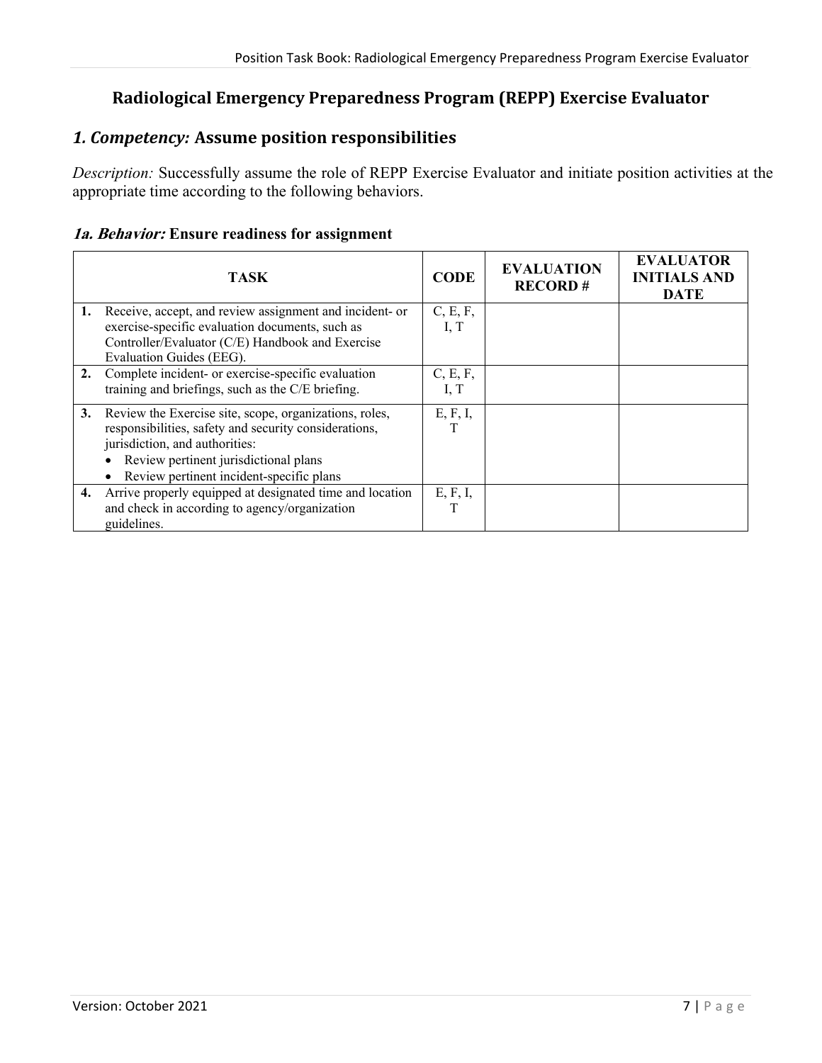## Radiological Emergency Preparedness Program (REPP) Exercise Evaluator

### *1. Competency:* Assume position responsibilities

*Description:* Successfully assume the role of REPP Exercise Evaluator and initiate position activities at the appropriate time according to the following behaviors.

#### *1a. Behavior:* Ensure readiness for assignment

| TASK | CODE | EVALUATION RECORD # | EVALUATOR INITIALS AND DATE |
|---|---|---|---|
| **1.** Receive, accept, and review assignment and incident- or exercise-specific evaluation documents, such as Controller/Evaluator (C/E) Handbook and Exercise Evaluation Guides (EEG). | C, E, F, I, T | | |
| **2.** Complete incident- or exercise-specific evaluation training and briefings, such as the C/E briefing. | C, E, F, I, T | | |
| **3.** Review the Exercise site, scope, organizations, roles, responsibilities, safety and security considerations, jurisdiction, and authorities:<br>• Review pertinent jurisdictional plans<br>• Review pertinent incident-specific plans | E, F, I, T | | |
| **4.** Arrive properly equipped at designated time and location and check in according to agency/organization guidelines. | E, F, I, T | | |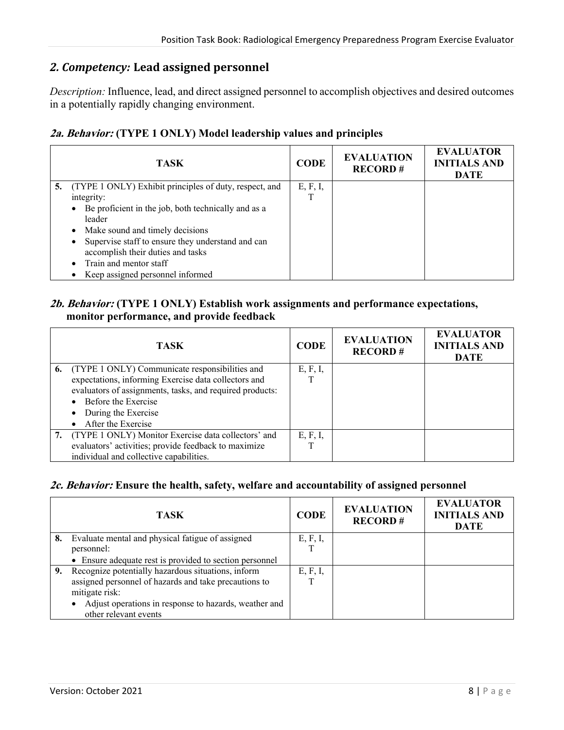## *2. Competency:* Lead assigned personnel

*Description:* Influence, lead, and direct assigned personnel to accomplish objectives and desired outcomes in a potentially rapidly changing environment.

### *2a. Behavior:* (TYPE 1 ONLY) Model leadership values and principles

| TASK | CODE | EVALUATION RECORD # | EVALUATOR INITIALS AND DATE |
|---|---|---|---|
| **5.** (TYPE 1 ONLY) Exhibit principles of duty, respect, and integrity:<br>• Be proficient in the job, both technically and as a leader<br>• Make sound and timely decisions<br>• Supervise staff to ensure they understand and can accomplish their duties and tasks<br>• Train and mentor staff<br>• Keep assigned personnel informed | E, F, I, T | | |

### *2b. Behavior:* (TYPE 1 ONLY) Establish work assignments and performance expectations, monitor performance, and provide feedback

| TASK | CODE | EVALUATION RECORD # | EVALUATOR INITIALS AND DATE |
|---|---|---|---|
| **6.** (TYPE 1 ONLY) Communicate responsibilities and expectations, informing Exercise data collectors and evaluators of assignments, tasks, and required products:<br>• Before the Exercise<br>• During the Exercise<br>• After the Exercise | E, F, I, T | | |
| **7.** (TYPE 1 ONLY) Monitor Exercise data collectors' and evaluators' activities; provide feedback to maximize individual and collective capabilities. | E, F, I, T | | |

### *2c. Behavior:* Ensure the health, safety, welfare and accountability of assigned personnel

| TASK | CODE | EVALUATION RECORD # | EVALUATOR INITIALS AND DATE |
|---|---|---|---|
| **8.** Evaluate mental and physical fatigue of assigned personnel:<br>• Ensure adequate rest is provided to section personnel | E, F, I, T | | |
| **9.** Recognize potentially hazardous situations, inform assigned personnel of hazards and take precautions to mitigate risk:<br>• Adjust operations in response to hazards, weather and other relevant events | E, F, I, T | | |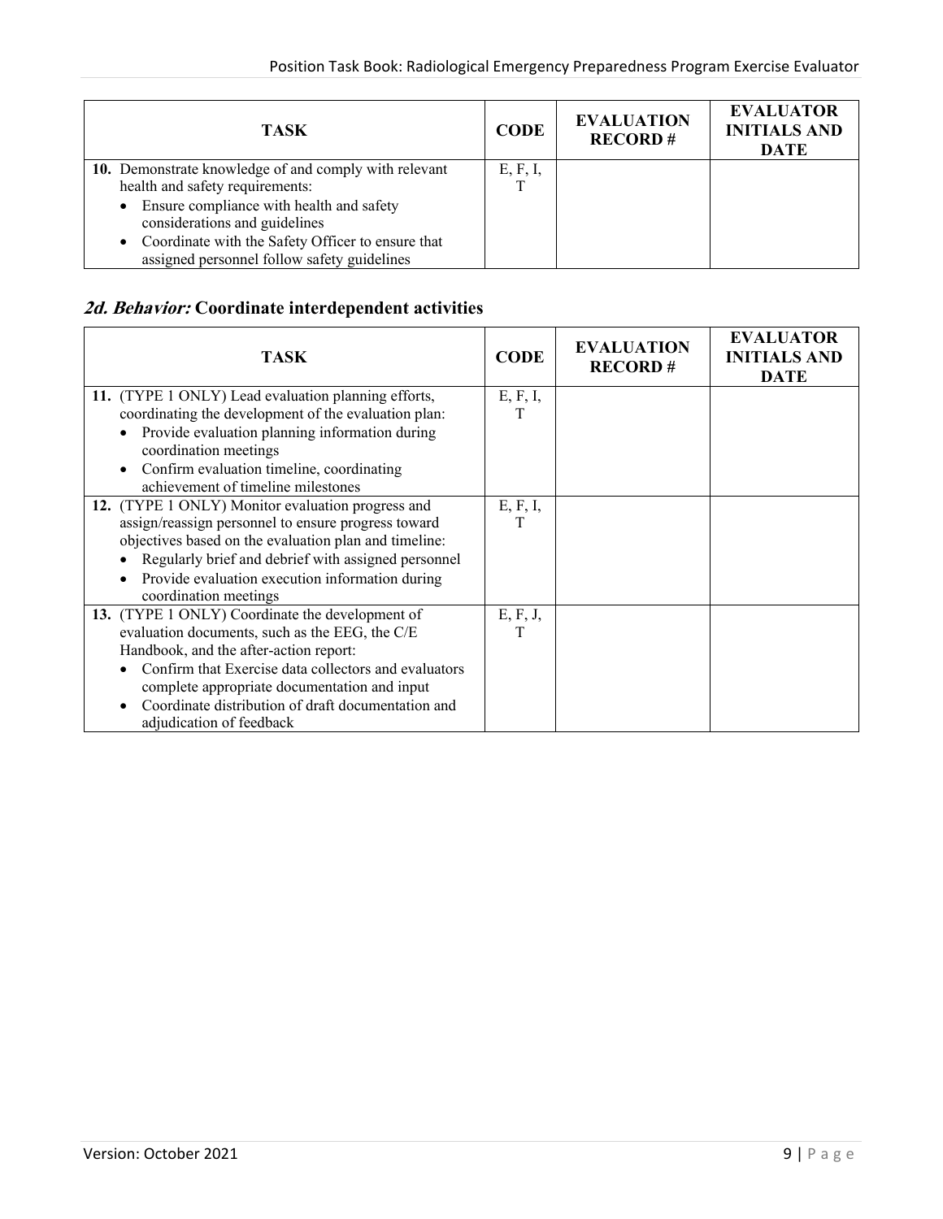| TASK | CODE | EVALUATION RECORD # | EVALUATOR INITIALS AND DATE |
|---|---|---|---|
| **10.** Demonstrate knowledge of and comply with relevant health and safety requirements:<br>• Ensure compliance with health and safety considerations and guidelines<br>• Coordinate with the Safety Officer to ensure that assigned personnel follow safety guidelines | E, F, I, T | | |

## *2d. Behavior:* Coordinate interdependent activities

| TASK | CODE | EVALUATION RECORD # | EVALUATOR INITIALS AND DATE |
|---|---|---|---|
| **11.** (TYPE 1 ONLY) Lead evaluation planning efforts, coordinating the development of the evaluation plan:<br>• Provide evaluation planning information during coordination meetings<br>• Confirm evaluation timeline, coordinating achievement of timeline milestones | E, F, I, T | | |
| **12.** (TYPE 1 ONLY) Monitor evaluation progress and assign/reassign personnel to ensure progress toward objectives based on the evaluation plan and timeline:<br>• Regularly brief and debrief with assigned personnel<br>• Provide evaluation execution information during coordination meetings | E, F, I, T | | |
| **13.** (TYPE 1 ONLY) Coordinate the development of evaluation documents, such as the EEG, the C/E Handbook, and the after-action report:<br>• Confirm that Exercise data collectors and evaluators complete appropriate documentation and input<br>• Coordinate distribution of draft documentation and adjudication of feedback | E, F, J, T | | |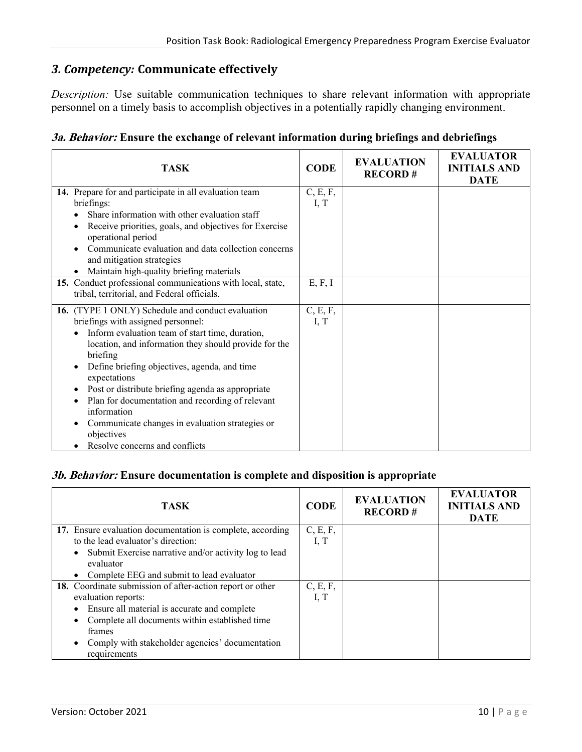## *3. Competency:* Communicate effectively

*Description:* Use suitable communication techniques to share relevant information with appropriate personnel on a timely basis to accomplish objectives in a potentially rapidly changing environment.

### *3a. Behavior:* Ensure the exchange of relevant information during briefings and debriefings

| TASK | CODE | EVALUATION RECORD # | EVALUATOR INITIALS AND DATE |
|---|---|---|---|
| **14.** Prepare for and participate in all evaluation team briefings:<br>• Share information with other evaluation staff<br>• Receive priorities, goals, and objectives for Exercise operational period<br>• Communicate evaluation and data collection concerns and mitigation strategies<br>• Maintain high-quality briefing materials | C, E, F, I, T | | |
| **15.** Conduct professional communications with local, state, tribal, territorial, and Federal officials. | E, F, I | | |
| **16.** (TYPE 1 ONLY) Schedule and conduct evaluation briefings with assigned personnel:<br>• Inform evaluation team of start time, duration, location, and information they should provide for the briefing<br>• Define briefing objectives, agenda, and time expectations<br>• Post or distribute briefing agenda as appropriate<br>• Plan for documentation and recording of relevant information<br>• Communicate changes in evaluation strategies or objectives<br>• Resolve concerns and conflicts | C, E, F, I, T | | |

### *3b. Behavior:* Ensure documentation is complete and disposition is appropriate

| TASK | CODE | EVALUATION RECORD # | EVALUATOR INITIALS AND DATE |
|---|---|---|---|
| **17.** Ensure evaluation documentation is complete, according to the lead evaluator's direction:<br>• Submit Exercise narrative and/or activity log to lead evaluator<br>• Complete EEG and submit to lead evaluator | C, E, F, I, T | | |
| **18.** Coordinate submission of after-action report or other evaluation reports:<br>• Ensure all material is accurate and complete<br>• Complete all documents within established time frames<br>• Comply with stakeholder agencies' documentation requirements | C, E, F, I, T | | |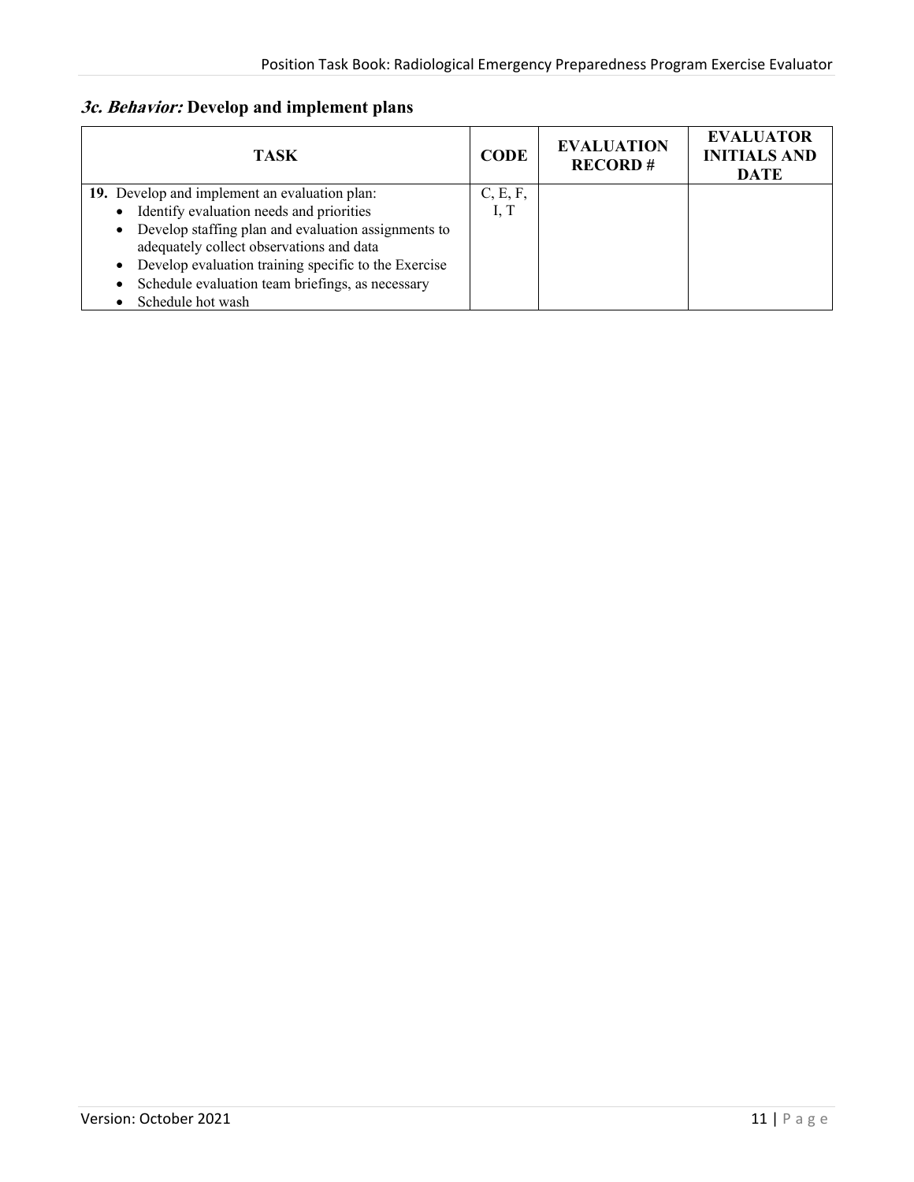### *3c. Behavior:* Develop and implement plans

| TASK | CODE | EVALUATION RECORD # | EVALUATOR INITIALS AND DATE |
|---|---|---|---|
| **19.** Develop and implement an evaluation plan:<br>• Identify evaluation needs and priorities<br>• Develop staffing plan and evaluation assignments to adequately collect observations and data<br>• Develop evaluation training specific to the Exercise<br>• Schedule evaluation team briefings, as necessary<br>• Schedule hot wash | C, E, F, I, T | | |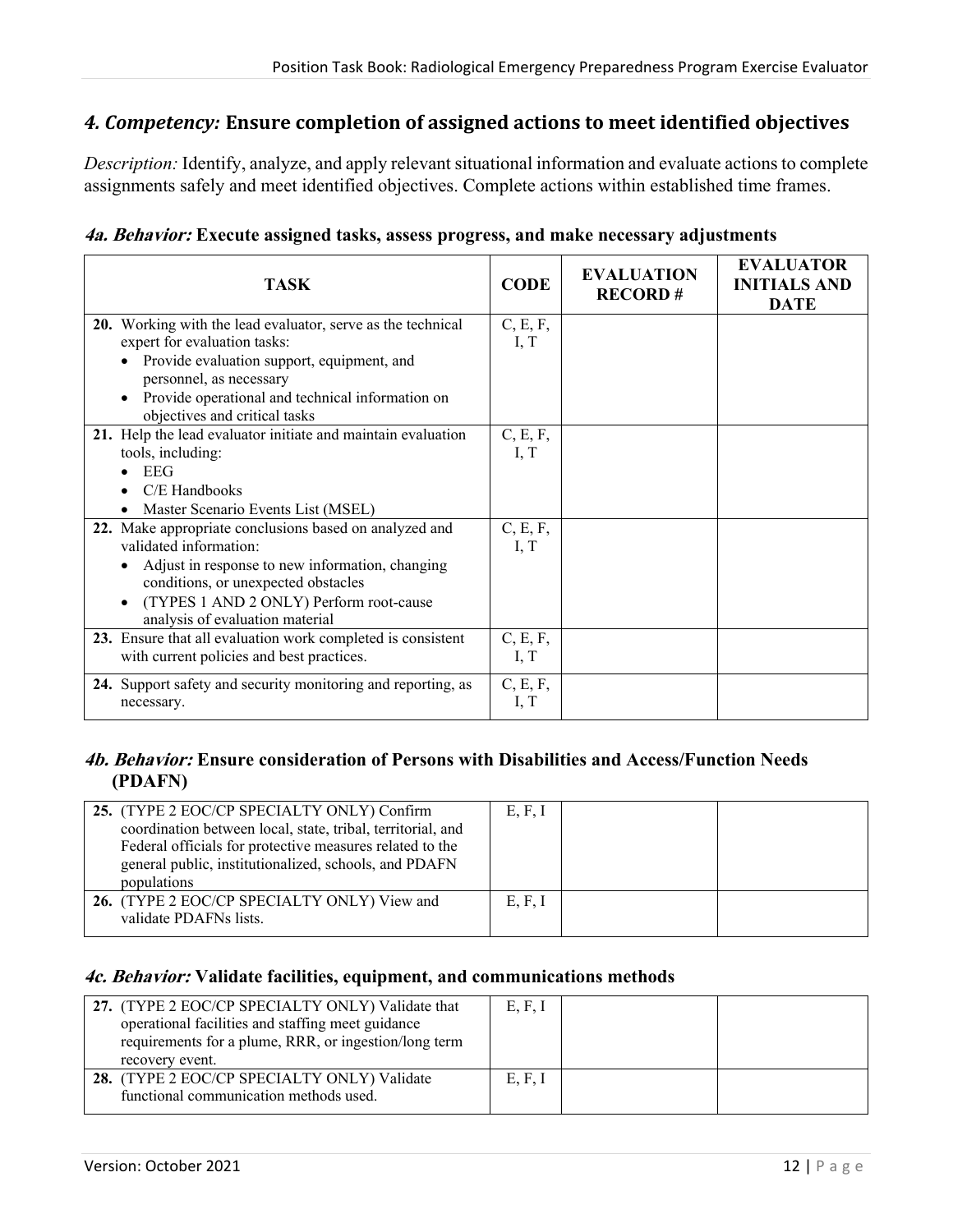## *4. Competency:* Ensure completion of assigned actions to meet identified objectives

*Description:* Identify, analyze, and apply relevant situational information and evaluate actions to complete assignments safely and meet identified objectives. Complete actions within established time frames.

### *4a. Behavior:* Execute assigned tasks, assess progress, and make necessary adjustments

| TASK | CODE | EVALUATION RECORD # | EVALUATOR INITIALS AND DATE |
|---|---|---|---|
| **20.** Working with the lead evaluator, serve as the technical expert for evaluation tasks:<br>• Provide evaluation support, equipment, and personnel, as necessary<br>• Provide operational and technical information on objectives and critical tasks | C, E, F, I, T | | |
| **21.** Help the lead evaluator initiate and maintain evaluation tools, including:<br>• EEG<br>• C/E Handbooks<br>• Master Scenario Events List (MSEL) | C, E, F, I, T | | |
| **22.** Make appropriate conclusions based on analyzed and validated information:<br>• Adjust in response to new information, changing conditions, or unexpected obstacles<br>• (TYPES 1 AND 2 ONLY) Perform root-cause analysis of evaluation material | C, E, F, I, T | | |
| **23.** Ensure that all evaluation work completed is consistent with current policies and best practices. | C, E, F, I, T | | |
| **24.** Support safety and security monitoring and reporting, as necessary. | C, E, F, I, T | | |

### *4b. Behavior:* Ensure consideration of Persons with Disabilities and Access/Function Needs (PDAFN)

| TASK | CODE | EVALUATION RECORD # | EVALUATOR INITIALS AND DATE |
|---|---|---|---|
| **25.** (TYPE 2 EOC/CP SPECIALTY ONLY) Confirm coordination between local, state, tribal, territorial, and Federal officials for protective measures related to the general public, institutionalized, schools, and PDAFN populations | E, F, I | | |
| **26.** (TYPE 2 EOC/CP SPECIALTY ONLY) View and validate PDAFNs lists. | E, F, I | | |

### *4c. Behavior:* Validate facilities, equipment, and communications methods

| TASK | CODE | EVALUATION RECORD # | EVALUATOR INITIALS AND DATE |
|---|---|---|---|
| **27.** (TYPE 2 EOC/CP SPECIALTY ONLY) Validate that operational facilities and staffing meet guidance requirements for a plume, RRR, or ingestion/long term recovery event. | E, F, I | | |
| **28.** (TYPE 2 EOC/CP SPECIALTY ONLY) Validate functional communication methods used. | E, F, I | | |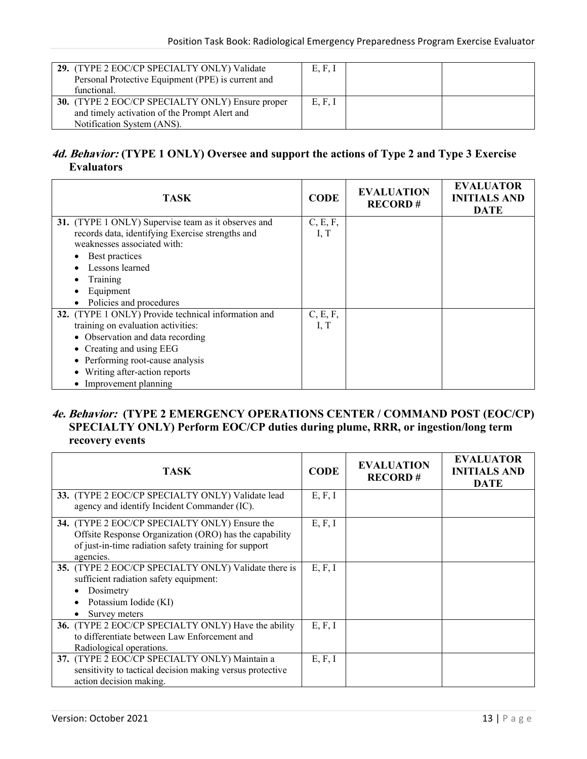| TASK | CODE | EVALUATION RECORD # | EVALUATOR INITIALS AND DATE |
| --- | --- | --- | --- |
| **29.** (TYPE 2 EOC/CP SPECIALTY ONLY) Validate Personal Protective Equipment (PPE) is current and functional. | E, F, I | | |
| **30.** (TYPE 2 EOC/CP SPECIALTY ONLY) Ensure proper and timely activation of the Prompt Alert and Notification System (ANS). | E, F, I | | |

### *4d. Behavior:* (TYPE 1 ONLY) Oversee and support the actions of Type 2 and Type 3 Exercise Evaluators

| TASK | CODE | EVALUATION RECORD # | EVALUATOR INITIALS AND DATE |
| --- | --- | --- | --- |
| **31.** (TYPE 1 ONLY) Supervise team as it observes and records data, identifying Exercise strengths and weaknesses associated with: <br>• Best practices <br>• Lessons learned <br>• Training <br>• Equipment <br>• Policies and procedures | C, E, F, I, T | | |
| **32.** (TYPE 1 ONLY) Provide technical information and training on evaluation activities: <br>• Observation and data recording <br>• Creating and using EEG <br>• Performing root-cause analysis <br>• Writing after-action reports <br>• Improvement planning | C, E, F, I, T | | |

### *4e. Behavior:* (TYPE 2 EMERGENCY OPERATIONS CENTER / COMMAND POST (EOC/CP) SPECIALTY ONLY) Perform EOC/CP duties during plume, RRR, or ingestion/long term recovery events

| TASK | CODE | EVALUATION RECORD # | EVALUATOR INITIALS AND DATE |
| --- | --- | --- | --- |
| **33.** (TYPE 2 EOC/CP SPECIALTY ONLY) Validate lead agency and identify Incident Commander (IC). | E, F, I | | |
| **34.** (TYPE 2 EOC/CP SPECIALTY ONLY) Ensure the Offsite Response Organization (ORO) has the capability of just-in-time radiation safety training for support agencies. | E, F, I | | |
| **35.** (TYPE 2 EOC/CP SPECIALTY ONLY) Validate there is sufficient radiation safety equipment: <br>• Dosimetry <br>• Potassium Iodide (KI) <br>• Survey meters | E, F, I | | |
| **36.** (TYPE 2 EOC/CP SPECIALTY ONLY) Have the ability to differentiate between Law Enforcement and Radiological operations. | E, F, I | | |
| **37.** (TYPE 2 EOC/CP SPECIALTY ONLY) Maintain a sensitivity to tactical decision making versus protective action decision making. | E, F, I | | |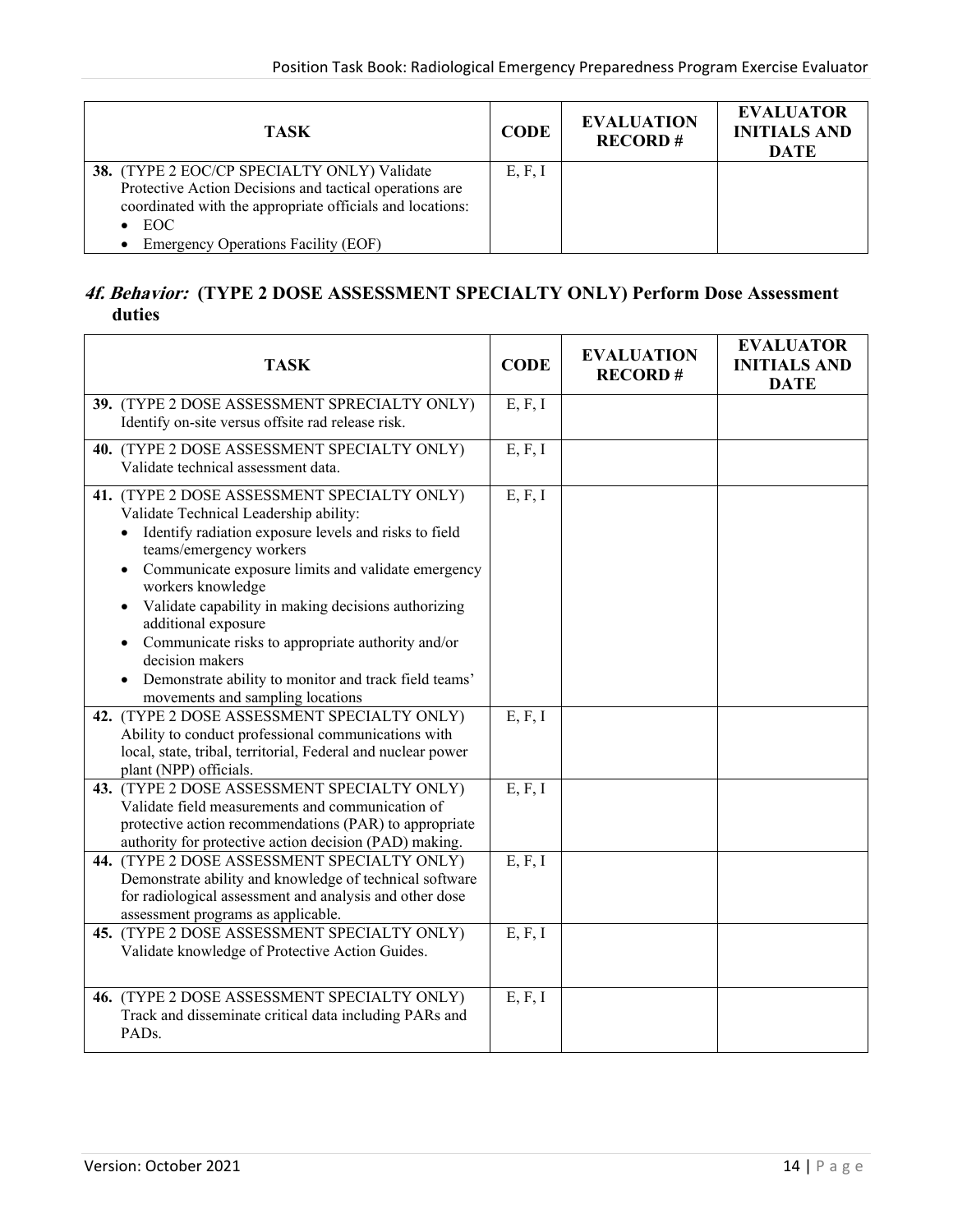| TASK | CODE | EVALUATION RECORD # | EVALUATOR INITIALS AND DATE |
|---|---|---|---|
| **38.** (TYPE 2 EOC/CP SPECIALTY ONLY) Validate Protective Action Decisions and tactical operations are coordinated with the appropriate officials and locations:<br>• EOC<br>• Emergency Operations Facility (EOF) | E, F, I | | |

## *4f. Behavior:* (TYPE 2 DOSE ASSESSMENT SPECIALTY ONLY) Perform Dose Assessment duties

| TASK | CODE | EVALUATION RECORD # | EVALUATOR INITIALS AND DATE |
|---|---|---|---|
| **39.** (TYPE 2 DOSE ASSESSMENT SPRECIALTY ONLY) Identify on-site versus offsite rad release risk. | E, F, I | | |
| **40.** (TYPE 2 DOSE ASSESSMENT SPECIALTY ONLY) Validate technical assessment data. | E, F, I | | |
| **41.** (TYPE 2 DOSE ASSESSMENT SPECIALTY ONLY) Validate Technical Leadership ability:<br>• Identify radiation exposure levels and risks to field teams/emergency workers<br>• Communicate exposure limits and validate emergency workers knowledge<br>• Validate capability in making decisions authorizing additional exposure<br>• Communicate risks to appropriate authority and/or decision makers<br>• Demonstrate ability to monitor and track field teams' movements and sampling locations | E, F, I | | |
| **42.** (TYPE 2 DOSE ASSESSMENT SPECIALTY ONLY) Ability to conduct professional communications with local, state, tribal, territorial, Federal and nuclear power plant (NPP) officials. | E, F, I | | |
| **43.** (TYPE 2 DOSE ASSESSMENT SPECIALTY ONLY) Validate field measurements and communication of protective action recommendations (PAR) to appropriate authority for protective action decision (PAD) making. | E, F, I | | |
| **44.** (TYPE 2 DOSE ASSESSMENT SPECIALTY ONLY) Demonstrate ability and knowledge of technical software for radiological assessment and analysis and other dose assessment programs as applicable. | E, F, I | | |
| **45.** (TYPE 2 DOSE ASSESSMENT SPECIALTY ONLY) Validate knowledge of Protective Action Guides. | E, F, I | | |
| **46.** (TYPE 2 DOSE ASSESSMENT SPECIALTY ONLY) Track and disseminate critical data including PARs and PADs. | E, F, I | | |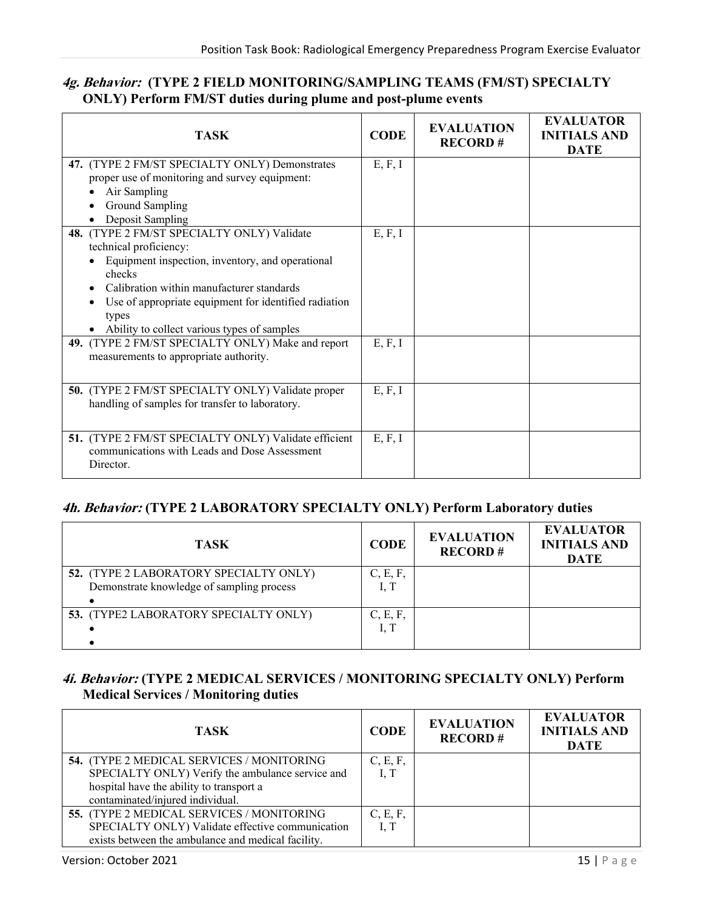### *4g. Behavior:* **(TYPE 2 FIELD MONITORING/SAMPLING TEAMS (FM/ST) SPECIALTY ONLY) Perform FM/ST duties during plume and post-plume events**

| TASK | CODE | EVALUATION RECORD # | EVALUATOR INITIALS AND DATE |
|---|---|---|---|
| **47.** (TYPE 2 FM/ST SPECIALTY ONLY) Demonstrates proper use of monitoring and survey equipment: <br>• Air Sampling <br>• Ground Sampling <br>• Deposit Sampling | E, F, I | | |
| **48.** (TYPE 2 FM/ST SPECIALTY ONLY) Validate technical proficiency: <br>• Equipment inspection, inventory, and operational checks <br>• Calibration within manufacturer standards <br>• Use of appropriate equipment for identified radiation types <br>• Ability to collect various types of samples | E, F, I | | |
| **49.** (TYPE 2 FM/ST SPECIALTY ONLY) Make and report measurements to appropriate authority. | E, F, I | | |
| **50.** (TYPE 2 FM/ST SPECIALTY ONLY) Validate proper handling of samples for transfer to laboratory. | E, F, I | | |
| **51.** (TYPE 2 FM/ST SPECIALTY ONLY) Validate efficient communications with Leads and Dose Assessment Director. | E, F, I | | |

### *4h. Behavior:* **(TYPE 2 LABORATORY SPECIALTY ONLY) Perform Laboratory duties**

| TASK | CODE | EVALUATION RECORD # | EVALUATOR INITIALS AND DATE |
|---|---|---|---|
| **52.** (TYPE 2 LABORATORY SPECIALTY ONLY) Demonstrate knowledge of sampling process <br>• | C, E, F, I, T | | |
| **53.** (TYPE2 LABORATORY SPECIALTY ONLY) <br>• <br>• | C, E, F, I, T | | |

### *4i. Behavior:* **(TYPE 2 MEDICAL SERVICES / MONITORING SPECIALTY ONLY) Perform Medical Services / Monitoring duties**

| TASK | CODE | EVALUATION RECORD # | EVALUATOR INITIALS AND DATE |
|---|---|---|---|
| **54.** (TYPE 2 MEDICAL SERVICES / MONITORING SPECIALTY ONLY) Verify the ambulance service and hospital have the ability to transport a contaminated/injured individual. | C, E, F, I, T | | |
| **55.** (TYPE 2 MEDICAL SERVICES / MONITORING SPECIALTY ONLY) Validate effective communication exists between the ambulance and medical facility. | C, E, F, I, T | | |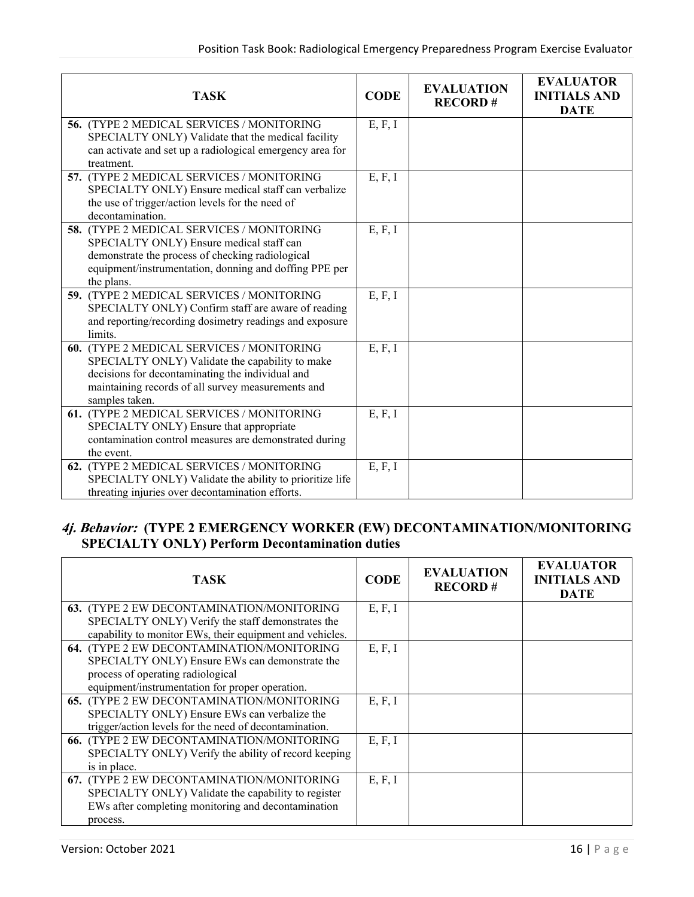| TASK | CODE | EVALUATION RECORD # | EVALUATOR INITIALS AND DATE |
|---|---|---|---|
| **56.** (TYPE 2 MEDICAL SERVICES / MONITORING SPECIALTY ONLY) Validate that the medical facility can activate and set up a radiological emergency area for treatment. | E, F, I | | |
| **57.** (TYPE 2 MEDICAL SERVICES / MONITORING SPECIALTY ONLY) Ensure medical staff can verbalize the use of trigger/action levels for the need of decontamination. | E, F, I | | |
| **58.** (TYPE 2 MEDICAL SERVICES / MONITORING SPECIALTY ONLY) Ensure medical staff can demonstrate the process of checking radiological equipment/instrumentation, donning and doffing PPE per the plans. | E, F, I | | |
| **59.** (TYPE 2 MEDICAL SERVICES / MONITORING SPECIALTY ONLY) Confirm staff are aware of reading and reporting/recording dosimetry readings and exposure limits. | E, F, I | | |
| **60.** (TYPE 2 MEDICAL SERVICES / MONITORING SPECIALTY ONLY) Validate the capability to make decisions for decontaminating the individual and maintaining records of all survey measurements and samples taken. | E, F, I | | |
| **61.** (TYPE 2 MEDICAL SERVICES / MONITORING SPECIALTY ONLY) Ensure that appropriate contamination control measures are demonstrated during the event. | E, F, I | | |
| **62.** (TYPE 2 MEDICAL SERVICES / MONITORING SPECIALTY ONLY) Validate the ability to prioritize life threating injuries over decontamination efforts. | E, F, I | | |

### *4j. Behavior:* (TYPE 2 EMERGENCY WORKER (EW) DECONTAMINATION/MONITORING SPECIALTY ONLY) Perform Decontamination duties

| TASK | CODE | EVALUATION RECORD # | EVALUATOR INITIALS AND DATE |
|---|---|---|---|
| **63.** (TYPE 2 EW DECONTAMINATION/MONITORING SPECIALTY ONLY) Verify the staff demonstrates the capability to monitor EWs, their equipment and vehicles. | E, F, I | | |
| **64.** (TYPE 2 EW DECONTAMINATION/MONITORING SPECIALTY ONLY) Ensure EWs can demonstrate the process of operating radiological equipment/instrumentation for proper operation. | E, F, I | | |
| **65.** (TYPE 2 EW DECONTAMINATION/MONITORING SPECIALTY ONLY) Ensure EWs can verbalize the trigger/action levels for the need of decontamination. | E, F, I | | |
| **66.** (TYPE 2 EW DECONTAMINATION/MONITORING SPECIALTY ONLY) Verify the ability of record keeping is in place. | E, F, I | | |
| **67.** (TYPE 2 EW DECONTAMINATION/MONITORING SPECIALTY ONLY) Validate the capability to register EWs after completing monitoring and decontamination process. | E, F, I | | |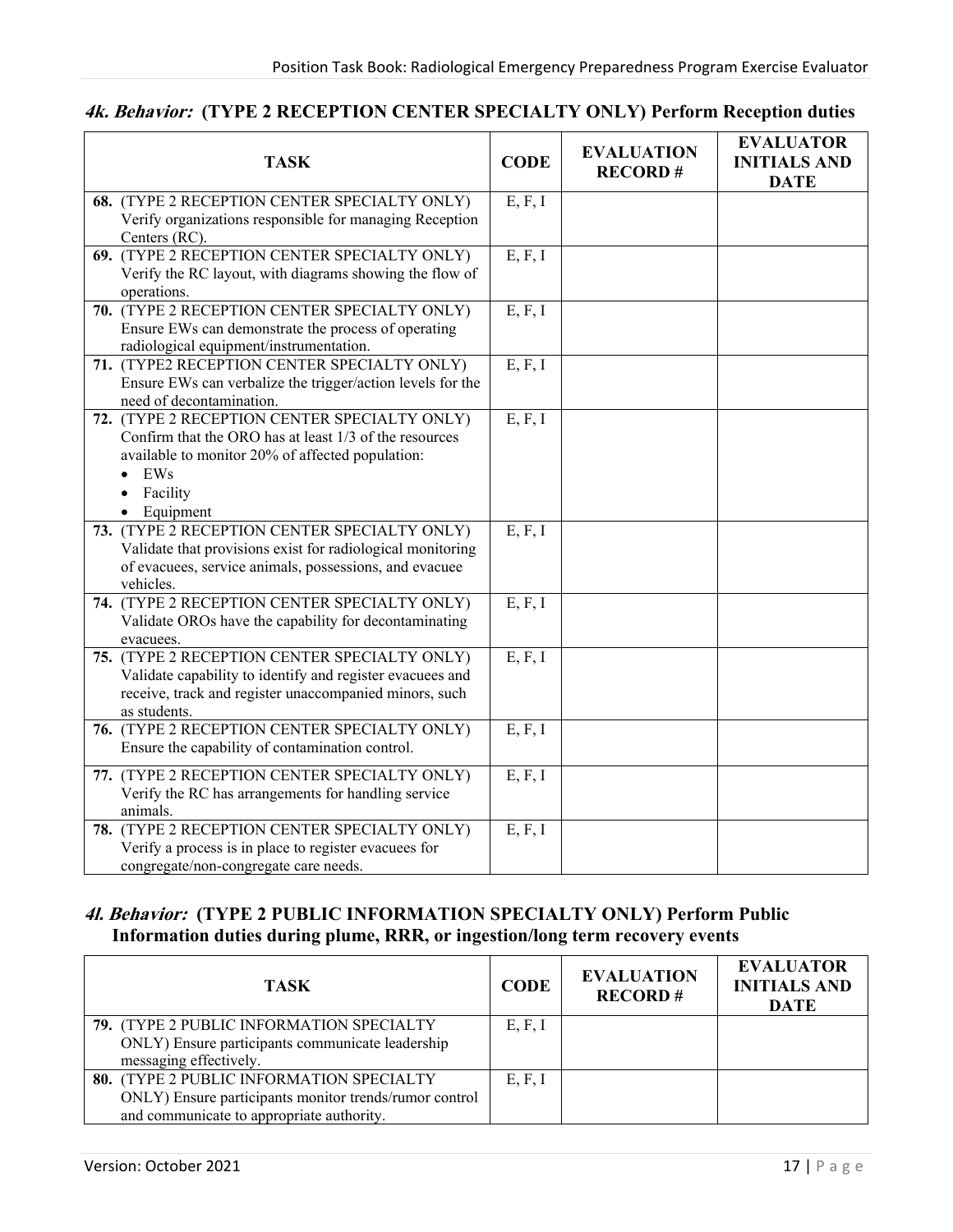### *4k. Behavior:* (TYPE 2 RECEPTION CENTER SPECIALTY ONLY) Perform Reception duties

| TASK | CODE | EVALUATION RECORD # | EVALUATOR INITIALS AND DATE |
|---|---|---|---|
| **68.** (TYPE 2 RECEPTION CENTER SPECIALTY ONLY) Verify organizations responsible for managing Reception Centers (RC). | E, F, I | | |
| **69.** (TYPE 2 RECEPTION CENTER SPECIALTY ONLY) Verify the RC layout, with diagrams showing the flow of operations. | E, F, I | | |
| **70.** (TYPE 2 RECEPTION CENTER SPECIALTY ONLY) Ensure EWs can demonstrate the process of operating radiological equipment/instrumentation. | E, F, I | | |
| **71.** (TYPE2 RECEPTION CENTER SPECIALTY ONLY) Ensure EWs can verbalize the trigger/action levels for the need of decontamination. | E, F, I | | |
| **72.** (TYPE 2 RECEPTION CENTER SPECIALTY ONLY) Confirm that the ORO has at least 1/3 of the resources available to monitor 20% of affected population: <br>• EWs <br>• Facility <br>• Equipment | E, F, I | | |
| **73.** (TYPE 2 RECEPTION CENTER SPECIALTY ONLY) Validate that provisions exist for radiological monitoring of evacuees, service animals, possessions, and evacuee vehicles. | E, F, I | | |
| **74.** (TYPE 2 RECEPTION CENTER SPECIALTY ONLY) Validate OROs have the capability for decontaminating evacuees. | E, F, I | | |
| **75.** (TYPE 2 RECEPTION CENTER SPECIALTY ONLY) Validate capability to identify and register evacuees and receive, track and register unaccompanied minors, such as students. | E, F, I | | |
| **76.** (TYPE 2 RECEPTION CENTER SPECIALTY ONLY) Ensure the capability of contamination control. | E, F, I | | |
| **77.** (TYPE 2 RECEPTION CENTER SPECIALTY ONLY) Verify the RC has arrangements for handling service animals. | E, F, I | | |
| **78.** (TYPE 2 RECEPTION CENTER SPECIALTY ONLY) Verify a process is in place to register evacuees for congregate/non-congregate care needs. | E, F, I | | |

### *4l. Behavior:* (TYPE 2 PUBLIC INFORMATION SPECIALTY ONLY) Perform Public Information duties during plume, RRR, or ingestion/long term recovery events

| TASK | CODE | EVALUATION RECORD # | EVALUATOR INITIALS AND DATE |
|---|---|---|---|
| **79.** (TYPE 2 PUBLIC INFORMATION SPECIALTY ONLY) Ensure participants communicate leadership messaging effectively. | E, F, I | | |
| **80.** (TYPE 2 PUBLIC INFORMATION SPECIALTY ONLY) Ensure participants monitor trends/rumor control and communicate to appropriate authority. | E, F, I | | |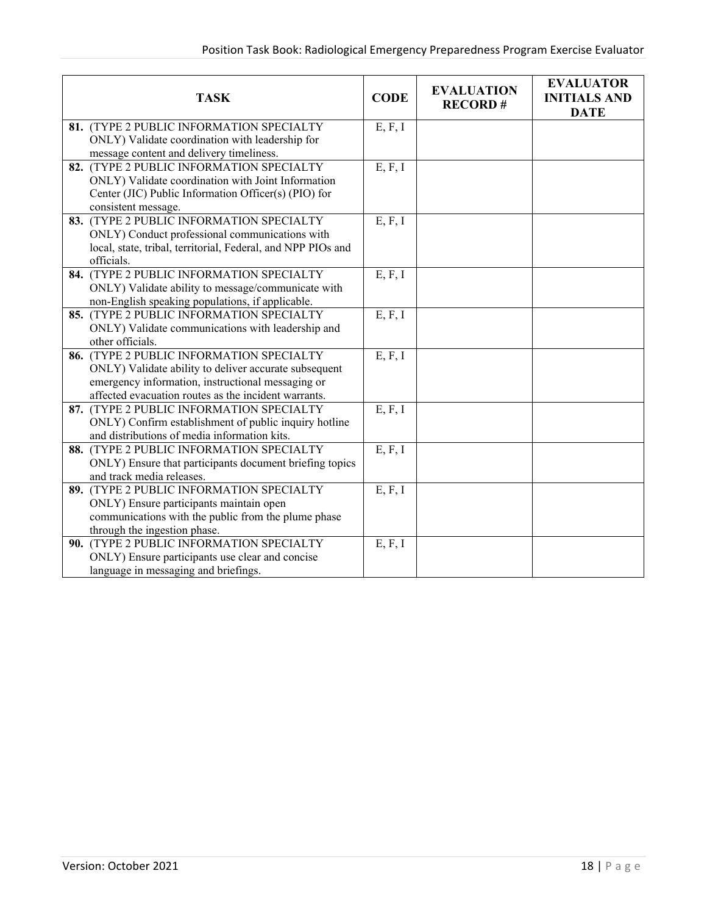| TASK | CODE | EVALUATION RECORD # | EVALUATOR INITIALS AND DATE |
|---|---|---|---|
| **81.** (TYPE 2 PUBLIC INFORMATION SPECIALTY ONLY) Validate coordination with leadership for message content and delivery timeliness. | E, F, I | | |
| **82.** (TYPE 2 PUBLIC INFORMATION SPECIALTY ONLY) Validate coordination with Joint Information Center (JIC) Public Information Officer(s) (PIO) for consistent message. | E, F, I | | |
| **83.** (TYPE 2 PUBLIC INFORMATION SPECIALTY ONLY) Conduct professional communications with local, state, tribal, territorial, Federal, and NPP PIOs and officials. | E, F, I | | |
| **84.** (TYPE 2 PUBLIC INFORMATION SPECIALTY ONLY) Validate ability to message/communicate with non-English speaking populations, if applicable. | E, F, I | | |
| **85.** (TYPE 2 PUBLIC INFORMATION SPECIALTY ONLY) Validate communications with leadership and other officials. | E, F, I | | |
| **86.** (TYPE 2 PUBLIC INFORMATION SPECIALTY ONLY) Validate ability to deliver accurate subsequent emergency information, instructional messaging or affected evacuation routes as the incident warrants. | E, F, I | | |
| **87.** (TYPE 2 PUBLIC INFORMATION SPECIALTY ONLY) Confirm establishment of public inquiry hotline and distributions of media information kits. | E, F, I | | |
| **88.** (TYPE 2 PUBLIC INFORMATION SPECIALTY ONLY) Ensure that participants document briefing topics and track media releases. | E, F, I | | |
| **89.** (TYPE 2 PUBLIC INFORMATION SPECIALTY ONLY) Ensure participants maintain open communications with the public from the plume phase through the ingestion phase. | E, F, I | | |
| **90.** (TYPE 2 PUBLIC INFORMATION SPECIALTY ONLY) Ensure participants use clear and concise language in messaging and briefings. | E, F, I | | |